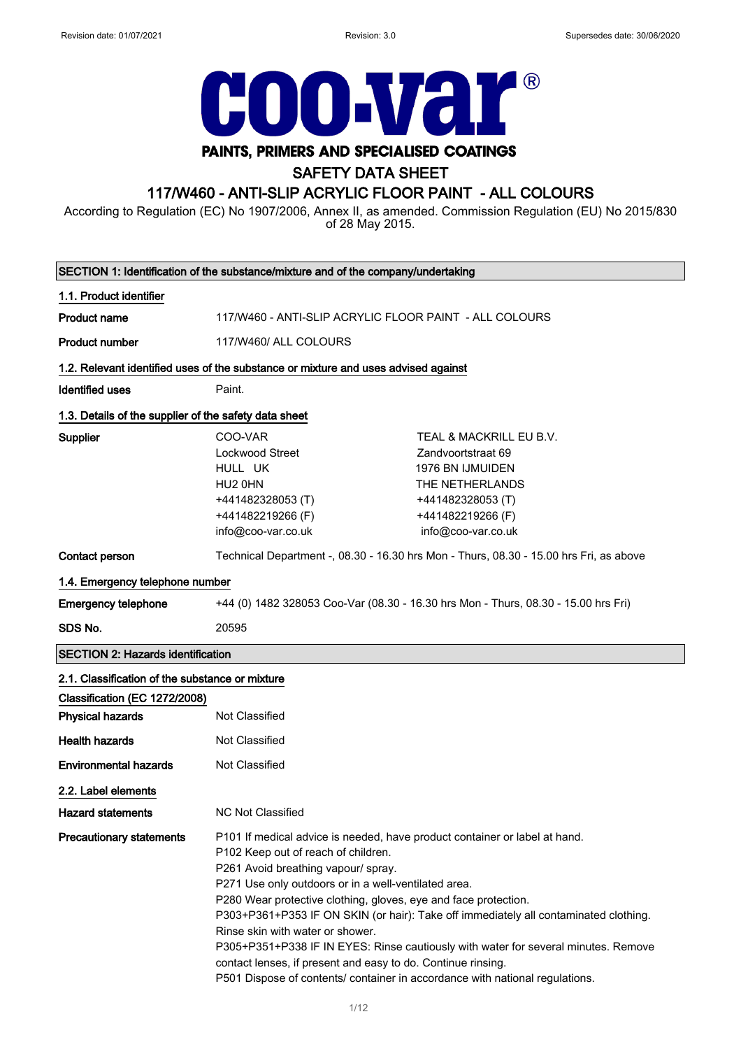Revision date: 01/07/2021 Revision: 3.0 Supersedes date: 30/06/2020

**COO-VAR®**

**PAINTS, PRIMERS AND SPECIALISED COATINGS**

# SAFETY DATA SHEET

# 117/W460 - ANTI-SLIP ACRYLIC FLOOR PAINT - ALL COLOURS

According to Regulation (EC) No 1907/2006, Annex II, as amended. Commission Regulation (EU) No 2015/830 of 28 May 2015.

## SECTION 1: Identification of the substance/mixture and of the company/undertaking

### 1.1. Product identifier

**Product name** 117/W460 - ANTI-SLIP ACRYLIC FLOOR PAINT - ALL COLOURS

**Product number** 117/W460/ ALL COLOURS

### 1.2. Relevant identified uses of the substance or mixture and uses advised against

**Identified uses** Paint.

### 1.3. Details of the supplier of the safety data sheet

**Supplier**

COO-VAR
Lockwood Street
HULL UK
HU2 0HN
+441482328053 (T)
+441482219266 (F)
info@coo-var.co.uk

TEAL & MACKRILL EU B.V.
Zandvoortstraat 69
1976 BN IJMUIDEN
THE NETHERLANDS
+441482328053 (T)
+441482219266 (F)
info@coo-var.co.uk

**Contact person** Technical Department -, 08.30 - 16.30 hrs Mon - Thurs, 08.30 - 15.00 hrs Fri, as above

### 1.4. Emergency telephone number

**Emergency telephone** +44 (0) 1482 328053 Coo-Var (08.30 - 16.30 hrs Mon - Thurs, 08.30 - 15.00 hrs Fri)

**SDS No.** 20595

## SECTION 2: Hazards identification

### 2.1. Classification of the substance or mixture

**Classification (EC 1272/2008)**

**Physical hazards** Not Classified

**Health hazards** Not Classified

**Environmental hazards** Not Classified

### 2.2. Label elements

**Hazard statements** NC Not Classified

**Precautionary statements**

P101 If medical advice is needed, have product container or label at hand.
P102 Keep out of reach of children.
P261 Avoid breathing vapour/ spray.
P271 Use only outdoors or in a well-ventilated area.
P280 Wear protective clothing, gloves, eye and face protection.
P303+P361+P353 IF ON SKIN (or hair): Take off immediately all contaminated clothing. Rinse skin with water or shower.
P305+P351+P338 IF IN EYES: Rinse cautiously with water for several minutes. Remove contact lenses, if present and easy to do. Continue rinsing.
P501 Dispose of contents/ container in accordance with national regulations.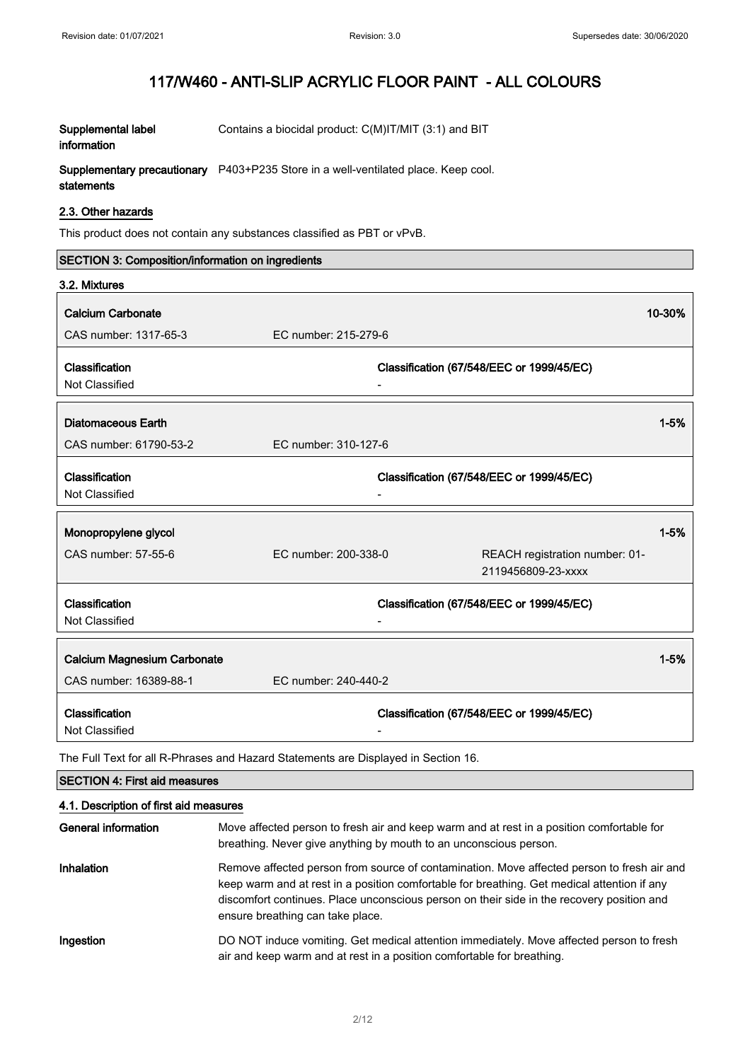| | |
|---|---|
| **Supplemental label information** | Contains a biocidal product: C(M)IT/MIT (3:1) and BIT |
| **Supplementary precautionary statements** | P403+P235 Store in a well-ventilated place. Keep cool. |

### 2.3. Other hazards

This product does not contain any substances classified as PBT or vPvB.

## SECTION 3: Composition/information on ingredients

### 3.2. Mixtures

| **Calcium Carbonate** | | **10-30%** |
|---|---|---|
| CAS number: 1317-65-3 | EC number: 215-279-6 | |
| **Classification** | **Classification (67/548/EEC or 1999/45/EC)** | |
| Not Classified | - | |

| **Diatomaceous Earth** | | **1-5%** |
|---|---|---|
| CAS number: 61790-53-2 | EC number: 310-127-6 | |
| **Classification** | **Classification (67/548/EEC or 1999/45/EC)** | |
| Not Classified | - | |

| **Monopropylene glycol** | | **1-5%** |
|---|---|---|
| CAS number: 57-55-6 | EC number: 200-338-0 | REACH registration number: 01-2119456809-23-xxxx |
| **Classification** | **Classification (67/548/EEC or 1999/45/EC)** | |
| Not Classified | - | |

| **Calcium Magnesium Carbonate** | | **1-5%** |
|---|---|---|
| CAS number: 16389-88-1 | EC number: 240-440-2 | |
| **Classification** | **Classification (67/548/EEC or 1999/45/EC)** | |
| Not Classified | - | |

The Full Text for all R-Phrases and Hazard Statements are Displayed in Section 16.

## SECTION 4: First aid measures

### 4.1. Description of first aid measures

| | |
|---|---|
| **General information** | Move affected person to fresh air and keep warm and at rest in a position comfortable for breathing. Never give anything by mouth to an unconscious person. |
| **Inhalation** | Remove affected person from source of contamination. Move affected person to fresh air and keep warm and at rest in a position comfortable for breathing. Get medical attention if any discomfort continues. Place unconscious person on their side in the recovery position and ensure breathing can take place. |
| **Ingestion** | DO NOT induce vomiting. Get medical attention immediately. Move affected person to fresh air and keep warm and at rest in a position comfortable for breathing. |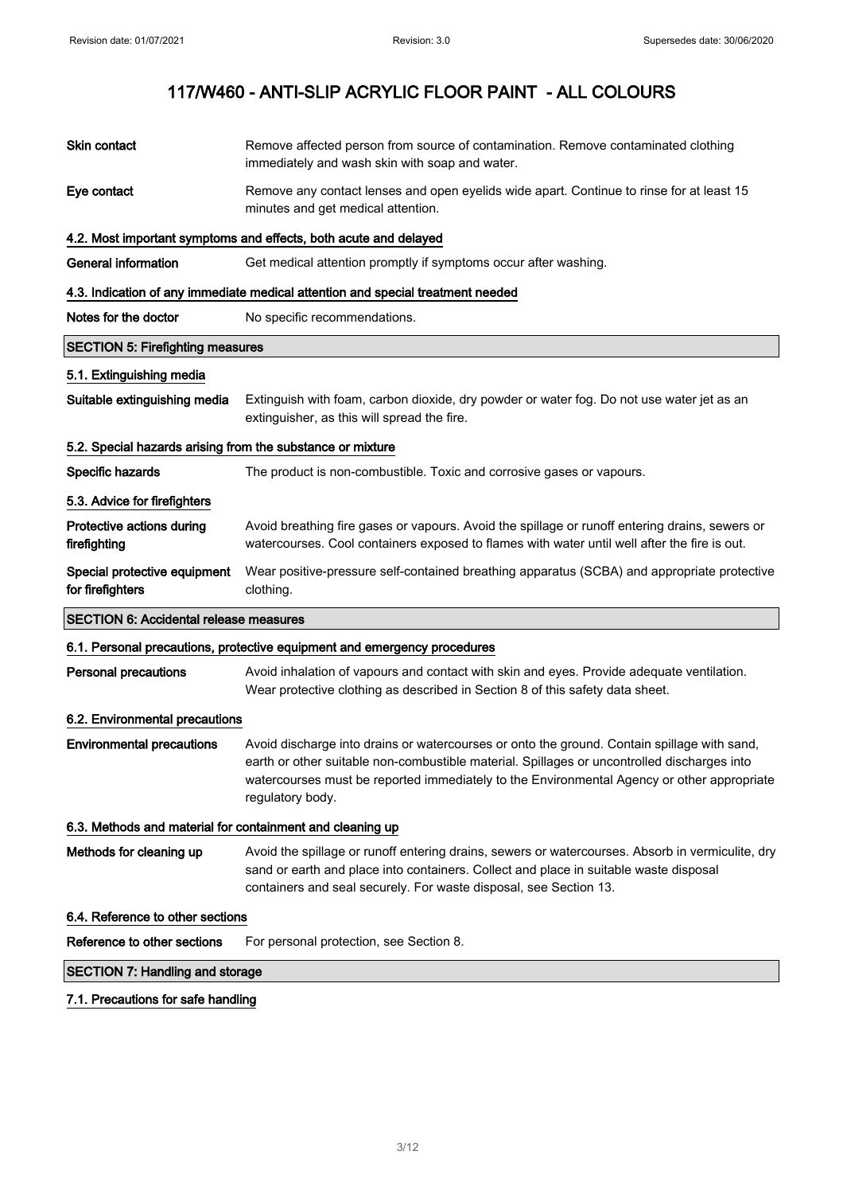| | |
|---|---|
| **Skin contact** | Remove affected person from source of contamination. Remove contaminated clothing immediately and wash skin with soap and water. |
| **Eye contact** | Remove any contact lenses and open eyelids wide apart. Continue to rinse for at least 15 minutes and get medical attention. |

### 4.2. Most important symptoms and effects, both acute and delayed

| | |
|---|---|
| **General information** | Get medical attention promptly if symptoms occur after washing. |

### 4.3. Indication of any immediate medical attention and special treatment needed

| | |
|---|---|
| **Notes for the doctor** | No specific recommendations. |

## SECTION 5: Firefighting measures

### 5.1. Extinguishing media

| | |
|---|---|
| **Suitable extinguishing media** | Extinguish with foam, carbon dioxide, dry powder or water fog. Do not use water jet as an extinguisher, as this will spread the fire. |

### 5.2. Special hazards arising from the substance or mixture

| | |
|---|---|
| **Specific hazards** | The product is non-combustible. Toxic and corrosive gases or vapours. |

### 5.3. Advice for firefighters

| | |
|---|---|
| **Protective actions during firefighting** | Avoid breathing fire gases or vapours. Avoid the spillage or runoff entering drains, sewers or watercourses. Cool containers exposed to flames with water until well after the fire is out. |
| **Special protective equipment for firefighters** | Wear positive-pressure self-contained breathing apparatus (SCBA) and appropriate protective clothing. |

## SECTION 6: Accidental release measures

### 6.1. Personal precautions, protective equipment and emergency procedures

| | |
|---|---|
| **Personal precautions** | Avoid inhalation of vapours and contact with skin and eyes. Provide adequate ventilation. Wear protective clothing as described in Section 8 of this safety data sheet. |

### 6.2. Environmental precautions

| | |
|---|---|
| **Environmental precautions** | Avoid discharge into drains or watercourses or onto the ground. Contain spillage with sand, earth or other suitable non-combustible material. Spillages or uncontrolled discharges into watercourses must be reported immediately to the Environmental Agency or other appropriate regulatory body. |

### 6.3. Methods and material for containment and cleaning up

| | |
|---|---|
| **Methods for cleaning up** | Avoid the spillage or runoff entering drains, sewers or watercourses. Absorb in vermiculite, dry sand or earth and place into containers. Collect and place in suitable waste disposal containers and seal securely. For waste disposal, see Section 13. |

### 6.4. Reference to other sections

| | |
|---|---|
| **Reference to other sections** | For personal protection, see Section 8. |

## SECTION 7: Handling and storage

### 7.1. Precautions for safe handling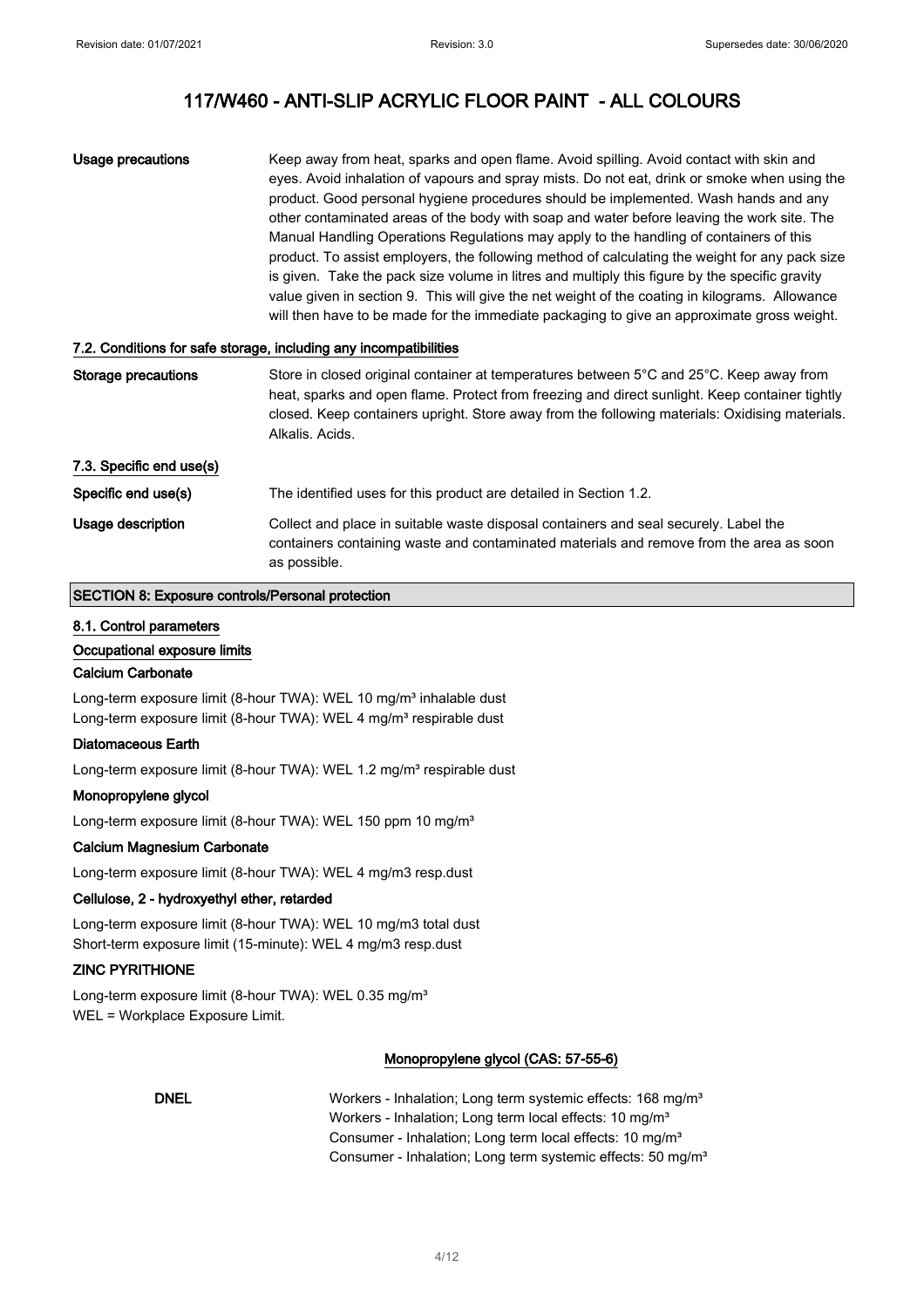| | |
|---|---|
| **Usage precautions** | Keep away from heat, sparks and open flame. Avoid spilling. Avoid contact with skin and eyes. Avoid inhalation of vapours and spray mists. Do not eat, drink or smoke when using the product. Good personal hygiene procedures should be implemented. Wash hands and any other contaminated areas of the body with soap and water before leaving the work site. The Manual Handling Operations Regulations may apply to the handling of containers of this product. To assist employers, the following method of calculating the weight for any pack size is given. Take the pack size volume in litres and multiply this figure by the specific gravity value given in section 9. This will give the net weight of the coating in kilograms. Allowance will then have to be made for the immediate packaging to give an approximate gross weight. |

### 7.2. Conditions for safe storage, including any incompatibilities

| | |
|---|---|
| **Storage precautions** | Store in closed original container at temperatures between 5°C and 25°C. Keep away from heat, sparks and open flame. Protect from freezing and direct sunlight. Keep container tightly closed. Keep containers upright. Store away from the following materials: Oxidising materials. Alkalis. Acids. |

### 7.3. Specific end use(s)

| | |
|---|---|
| **Specific end use(s)** | The identified uses for this product are detailed in Section 1.2. |
| **Usage description** | Collect and place in suitable waste disposal containers and seal securely. Label the containers containing waste and contaminated materials and remove from the area as soon as possible. |

## SECTION 8: Exposure controls/Personal protection

### 8.1. Control parameters

**Occupational exposure limits**

**Calcium Carbonate**

Long-term exposure limit (8-hour TWA): WEL 10 mg/m³ inhalable dust
Long-term exposure limit (8-hour TWA): WEL 4 mg/m³ respirable dust

**Diatomaceous Earth**

Long-term exposure limit (8-hour TWA): WEL 1.2 mg/m³ respirable dust

**Monopropylene glycol**

Long-term exposure limit (8-hour TWA): WEL 150 ppm 10 mg/m³

**Calcium Magnesium Carbonate**

Long-term exposure limit (8-hour TWA): WEL 4 mg/m3 resp.dust

**Cellulose, 2 - hydroxyethyl ether, retarded**

Long-term exposure limit (8-hour TWA): WEL 10 mg/m3 total dust
Short-term exposure limit (15-minute): WEL 4 mg/m3 resp.dust

**ZINC PYRITHIONE**

Long-term exposure limit (8-hour TWA): WEL 0.35 mg/m³
WEL = Workplace Exposure Limit.

**Monopropylene glycol (CAS: 57-55-6)**

| | |
|---|---|
| **DNEL** | Workers - Inhalation; Long term systemic effects: 168 mg/m³<br>Workers - Inhalation; Long term local effects: 10 mg/m³<br>Consumer - Inhalation; Long term local effects: 10 mg/m³<br>Consumer - Inhalation; Long term systemic effects: 50 mg/m³ |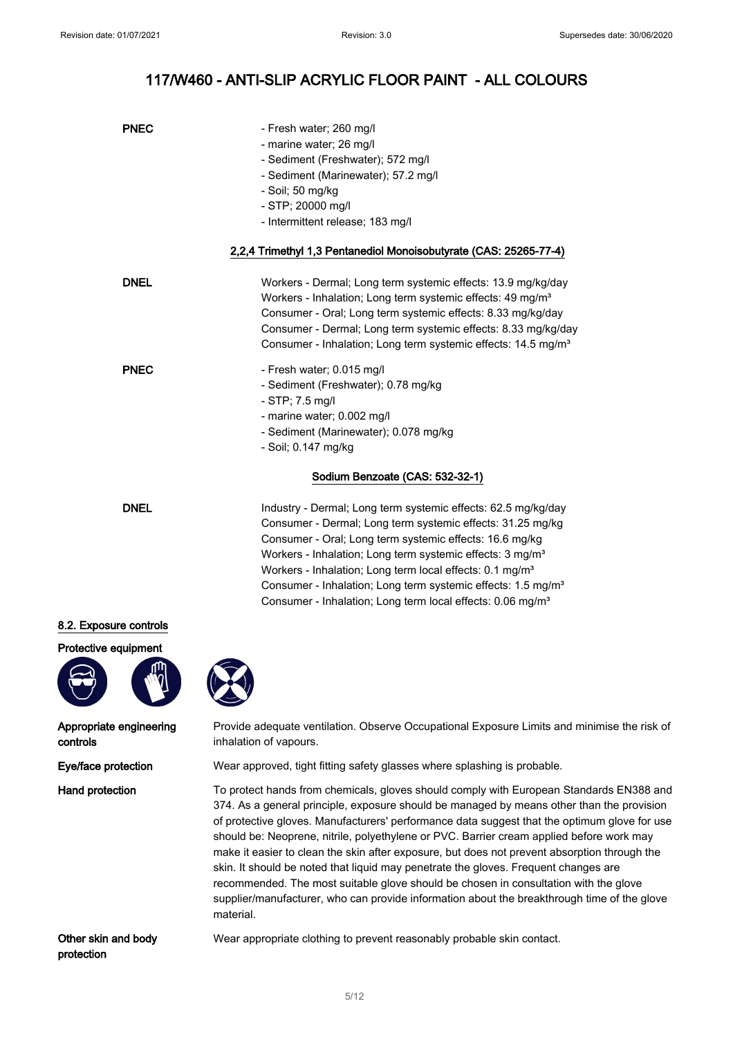# 117/W460 - ANTI-SLIP ACRYLIC FLOOR PAINT - ALL COLOURS

**PNEC**

- Fresh water; 260 mg/l
- marine water; 26 mg/l
- Sediment (Freshwater); 572 mg/l
- Sediment (Marinewater); 57.2 mg/l
- Soil; 50 mg/kg
- STP; 20000 mg/l
- Intermittent release; 183 mg/l

**2,2,4 Trimethyl 1,3 Pentanediol Monoisobutyrate (CAS: 25265-77-4)**

**DNEL**

Workers - Dermal; Long term systemic effects: 13.9 mg/kg/day
Workers - Inhalation; Long term systemic effects: 49 mg/m³
Consumer - Oral; Long term systemic effects: 8.33 mg/kg/day
Consumer - Dermal; Long term systemic effects: 8.33 mg/kg/day
Consumer - Inhalation; Long term systemic effects: 14.5 mg/m³

**PNEC**

- Fresh water; 0.015 mg/l
- Sediment (Freshwater); 0.78 mg/kg
- STP; 7.5 mg/l
- marine water; 0.002 mg/l
- Sediment (Marinewater); 0.078 mg/kg
- Soil; 0.147 mg/kg

**Sodium Benzoate (CAS: 532-32-1)**

**DNEL**

Industry - Dermal; Long term systemic effects: 62.5 mg/kg/day
Consumer - Dermal; Long term systemic effects: 31.25 mg/kg
Consumer - Oral; Long term systemic effects: 16.6 mg/kg
Workers - Inhalation; Long term systemic effects: 3 mg/m³
Workers - Inhalation; Long term local effects: 0.1 mg/m³
Consumer - Inhalation; Long term systemic effects: 1.5 mg/m³
Consumer - Inhalation; Long term local effects: 0.06 mg/m³

## 8.2. Exposure controls

**Protective equipment**

**Appropriate engineering controls**

Provide adequate ventilation. Observe Occupational Exposure Limits and minimise the risk of inhalation of vapours.

**Eye/face protection**

Wear approved, tight fitting safety glasses where splashing is probable.

**Hand protection**

To protect hands from chemicals, gloves should comply with European Standards EN388 and 374. As a general principle, exposure should be managed by means other than the provision of protective gloves. Manufacturers' performance data suggest that the optimum glove for use should be: Neoprene, nitrile, polyethylene or PVC. Barrier cream applied before work may make it easier to clean the skin after exposure, but does not prevent absorption through the skin. It should be noted that liquid may penetrate the gloves. Frequent changes are recommended. The most suitable glove should be chosen in consultation with the glove supplier/manufacturer, who can provide information about the breakthrough time of the glove material.

**Other skin and body protection**

Wear appropriate clothing to prevent reasonably probable skin contact.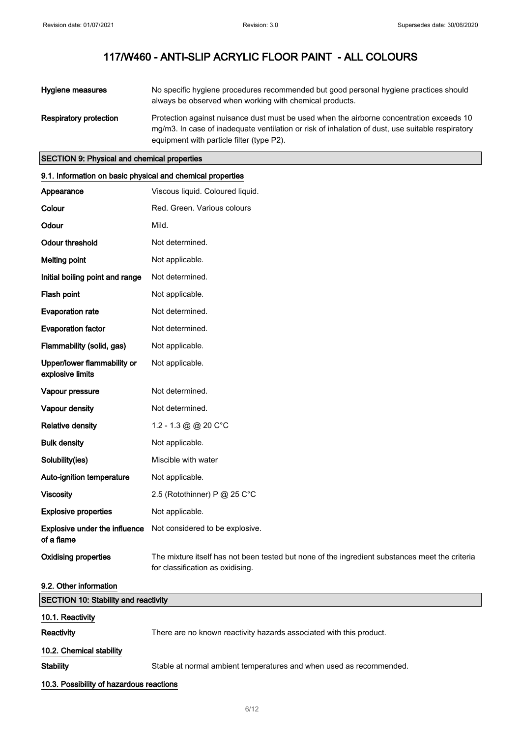| | |
|---|---|
| **Hygiene measures** | No specific hygiene procedures recommended but good personal hygiene practices should always be observed when working with chemical products. |
| **Respiratory protection** | Protection against nuisance dust must be used when the airborne concentration exceeds 10 mg/m3. In case of inadequate ventilation or risk of inhalation of dust, use suitable respiratory equipment with particle filter (type P2). |

## SECTION 9: Physical and chemical properties

### 9.1. Information on basic physical and chemical properties

| | |
|---|---|
| **Appearance** | Viscous liquid. Coloured liquid. |
| **Colour** | Red. Green. Various colours |
| **Odour** | Mild. |
| **Odour threshold** | Not determined. |
| **Melting point** | Not applicable. |
| **Initial boiling point and range** | Not determined. |
| **Flash point** | Not applicable. |
| **Evaporation rate** | Not determined. |
| **Evaporation factor** | Not determined. |
| **Flammability (solid, gas)** | Not applicable. |
| **Upper/lower flammability or explosive limits** | Not applicable. |
| **Vapour pressure** | Not determined. |
| **Vapour density** | Not determined. |
| **Relative density** | 1.2 - 1.3 @ @ 20 C°C |
| **Bulk density** | Not applicable. |
| **Solubility(ies)** | Miscible with water |
| **Auto-ignition temperature** | Not applicable. |
| **Viscosity** | 2.5 (Rotothinner) P @ 25 C°C |
| **Explosive properties** | Not applicable. |
| **Explosive under the influence of a flame** | Not considered to be explosive. |
| **Oxidising properties** | The mixture itself has not been tested but none of the ingredient substances meet the criteria for classification as oxidising. |

### 9.2. Other information

## SECTION 10: Stability and reactivity

### 10.1. Reactivity

| | |
|---|---|
| **Reactivity** | There are no known reactivity hazards associated with this product. |

### 10.2. Chemical stability

| | |
|---|---|
| **Stability** | Stable at normal ambient temperatures and when used as recommended. |

### 10.3. Possibility of hazardous reactions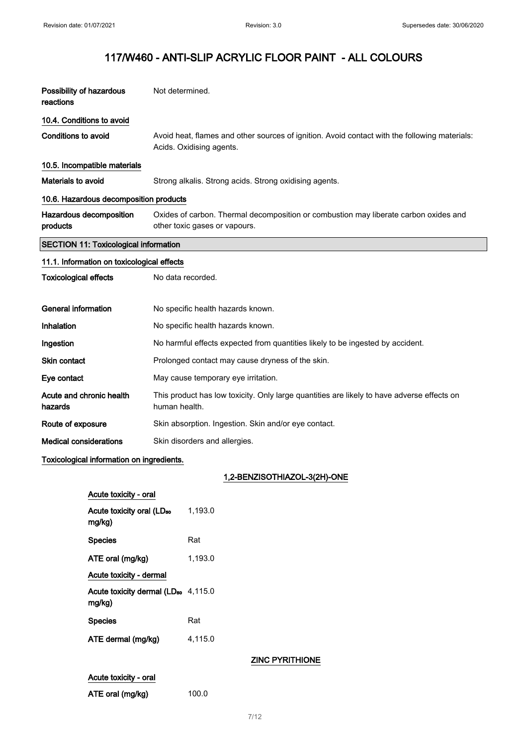# 117/W460 - ANTI-SLIP ACRYLIC FLOOR PAINT - ALL COLOURS

| | |
|---|---|
| **Possibility of hazardous reactions** | Not determined. |

### 10.4. Conditions to avoid

| | |
|---|---|
| **Conditions to avoid** | Avoid heat, flames and other sources of ignition. Avoid contact with the following materials: Acids. Oxidising agents. |

### 10.5. Incompatible materials

| | |
|---|---|
| **Materials to avoid** | Strong alkalis. Strong acids. Strong oxidising agents. |

### 10.6. Hazardous decomposition products

| | |
|---|---|
| **Hazardous decomposition products** | Oxides of carbon. Thermal decomposition or combustion may liberate carbon oxides and other toxic gases or vapours. |

## SECTION 11: Toxicological information

### 11.1. Information on toxicological effects

| | |
|---|---|
| **Toxicological effects** | No data recorded. |
| **General information** | No specific health hazards known. |
| **Inhalation** | No specific health hazards known. |
| **Ingestion** | No harmful effects expected from quantities likely to be ingested by accident. |
| **Skin contact** | Prolonged contact may cause dryness of the skin. |
| **Eye contact** | May cause temporary eye irritation. |
| **Acute and chronic health hazards** | This product has low toxicity. Only large quantities are likely to have adverse effects on human health. |
| **Route of exposure** | Skin absorption. Ingestion. Skin and/or eye contact. |
| **Medical considerations** | Skin disorders and allergies. |

**Toxicological information on ingredients.**

#### 1,2-BENZISOTHIAZOL-3(2H)-ONE

**Acute toxicity - oral**

| | |
|---|---|
| **Acute toxicity oral ($LD_{50}$ mg/kg)** | 1,193.0 |
| **Species** | Rat |
| **ATE oral (mg/kg)** | 1,193.0 |

**Acute toxicity - dermal**

| | |
|---|---|
| **Acute toxicity dermal ($LD_{50}$ mg/kg)** | 4,115.0 |
| **Species** | Rat |
| **ATE dermal (mg/kg)** | 4,115.0 |

#### ZINC PYRITHIONE

**Acute toxicity - oral**

| | |
|---|---|
| **ATE oral (mg/kg)** | 100.0 |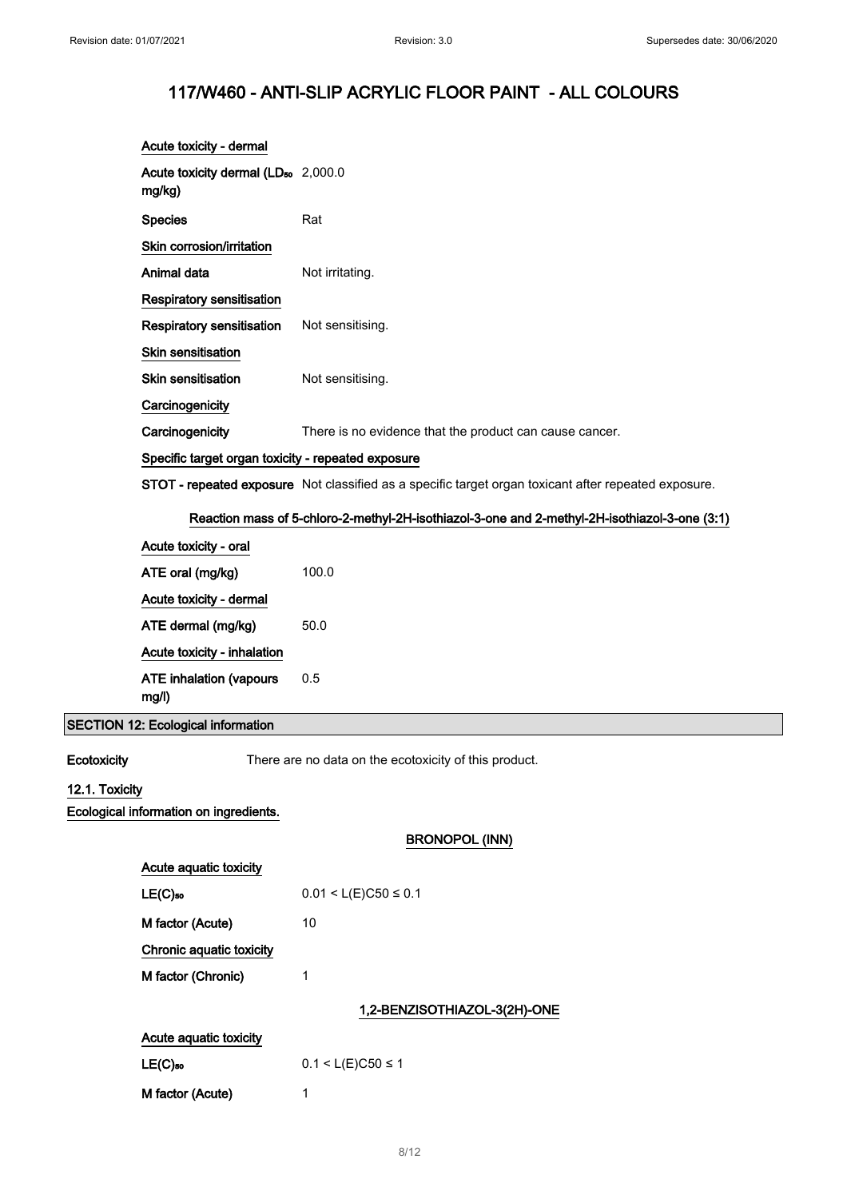# 117/W460 - ANTI-SLIP ACRYLIC FLOOR PAINT - ALL COLOURS

**Acute toxicity - dermal**

| | |
|---|---|
| **Acute toxicity dermal ($LD_{50}$ mg/kg)** | 2,000.0 |
| **Species** | Rat |

**Skin corrosion/irritation**

| | |
|---|---|
| **Animal data** | Not irritating. |

**Respiratory sensitisation**

| | |
|---|---|
| **Respiratory sensitisation** | Not sensitising. |

**Skin sensitisation**

| | |
|---|---|
| **Skin sensitisation** | Not sensitising. |

**Carcinogenicity**

| | |
|---|---|
| **Carcinogenicity** | There is no evidence that the product can cause cancer. |

**Specific target organ toxicity - repeated exposure**

| | |
|---|---|
| **STOT - repeated exposure** | Not classified as a specific target organ toxicant after repeated exposure. |

**Reaction mass of 5-chloro-2-methyl-2H-isothiazol-3-one and 2-methyl-2H-isothiazol-3-one (3:1)**

**Acute toxicity - oral**

| | |
|---|---|
| **ATE oral (mg/kg)** | 100.0 |

**Acute toxicity - dermal**

| | |
|---|---|
| **ATE dermal (mg/kg)** | 50.0 |

**Acute toxicity - inhalation**

| | |
|---|---|
| **ATE inhalation (vapours mg/l)** | 0.5 |

## SECTION 12: Ecological information

**Ecotoxicity** There are no data on the ecotoxicity of this product.

### 12.1. Toxicity

**Ecological information on ingredients.**

**BRONOPOL (INN)**

**Acute aquatic toxicity**

| | |
|---|---|
| **$LE(C)_{50}$** | $0.01 < L(E)C50 \le 0.1$ |
| **M factor (Acute)** | 10 |

**Chronic aquatic toxicity**

| | |
|---|---|
| **M factor (Chronic)** | 1 |

**1,2-BENZISOTHIAZOL-3(2H)-ONE**

**Acute aquatic toxicity**

| | |
|---|---|
| **$LE(C)_{50}$** | $0.1 < L(E)C50 \le 1$ |
| **M factor (Acute)** | 1 |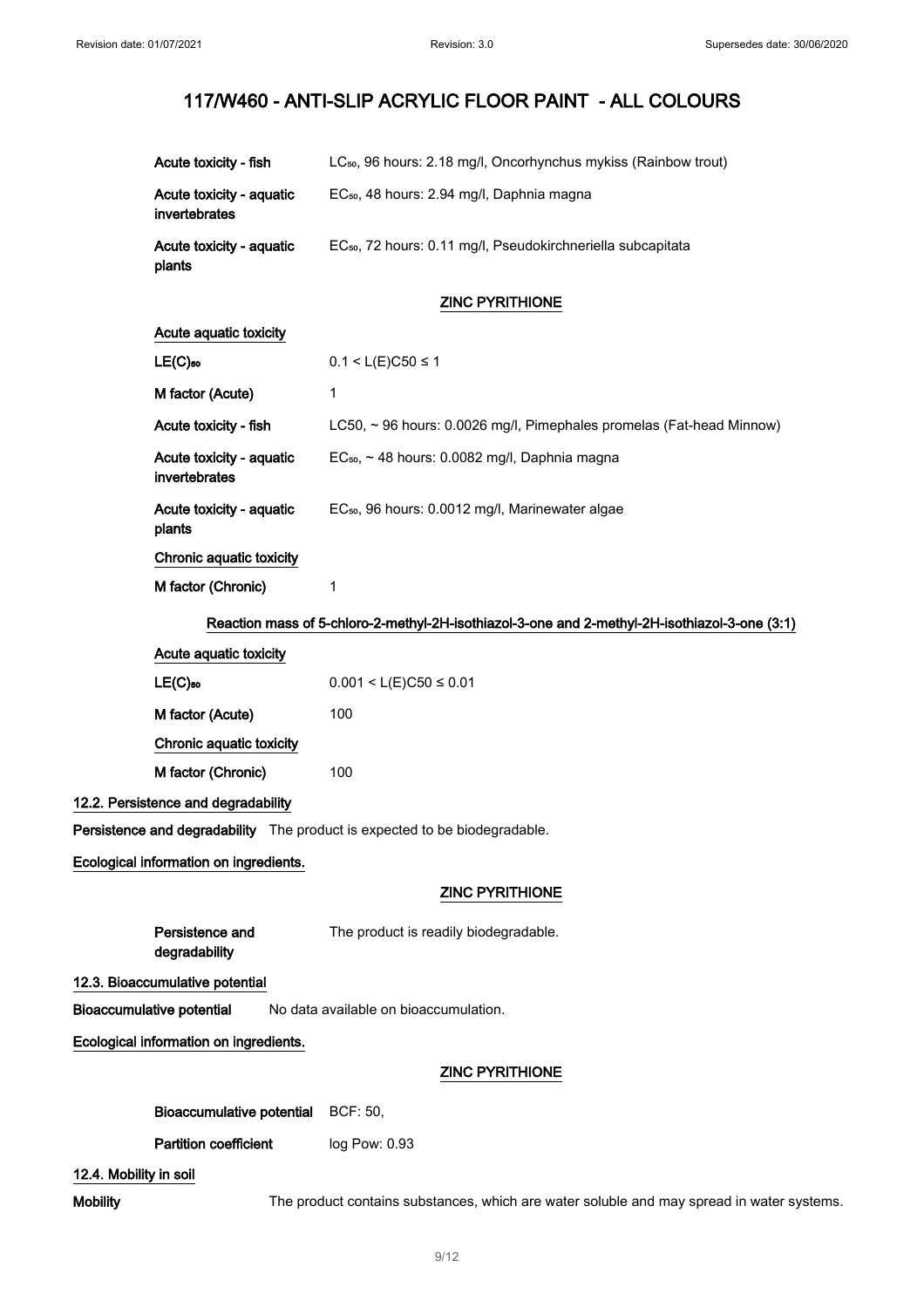Acute toxicity - fish: $LC_{50}$, 96 hours: 2.18 mg/l, Oncorhynchus mykiss (Rainbow trout)

Acute toxicity - aquatic invertebrates: $EC_{50}$, 48 hours: 2.94 mg/l, Daphnia magna

Acute toxicity - aquatic plants: $EC_{50}$, 72 hours: 0.11 mg/l, Pseudokirchneriella subcapitata

**ZINC PYRITHIONE**

**Acute aquatic toxicity**

| | |
|---|---|
| $LE(C)_{50}$ | $0.1 < L(E)C50 \leq 1$ |
| M factor (Acute) | 1 |
| Acute toxicity - fish | LC50, ~ 96 hours: 0.0026 mg/l, Pimephales promelas (Fat-head Minnow) |
| Acute toxicity - aquatic invertebrates | $EC_{50}$, ~ 48 hours: 0.0082 mg/l, Daphnia magna |
| Acute toxicity - aquatic plants | $EC_{50}$, 96 hours: 0.0012 mg/l, Marinewater algae |

**Chronic aquatic toxicity**

| | |
|---|---|
| M factor (Chronic) | 1 |

**Reaction mass of 5-chloro-2-methyl-2H-isothiazol-3-one and 2-methyl-2H-isothiazol-3-one (3:1)**

**Acute aquatic toxicity**

| | |
|---|---|
| $LE(C)_{50}$ | $0.001 < L(E)C50 \leq 0.01$ |
| M factor (Acute) | 100 |

**Chronic aquatic toxicity**

| | |
|---|---|
| M factor (Chronic) | 100 |

## 12.2. Persistence and degradability

**Persistence and degradability** The product is expected to be biodegradable.

**Ecological information on ingredients.**

**ZINC PYRITHIONE**

**Persistence and degradability** The product is readily biodegradable.

## 12.3. Bioaccumulative potential

**Bioaccumulative potential** No data available on bioaccumulation.

**Ecological information on ingredients.**

**ZINC PYRITHIONE**

| | |
|---|---|
| Bioaccumulative potential | BCF: 50, |
| Partition coefficient | log Pow: 0.93 |

## 12.4. Mobility in soil

**Mobility** The product contains substances, which are water soluble and may spread in water systems.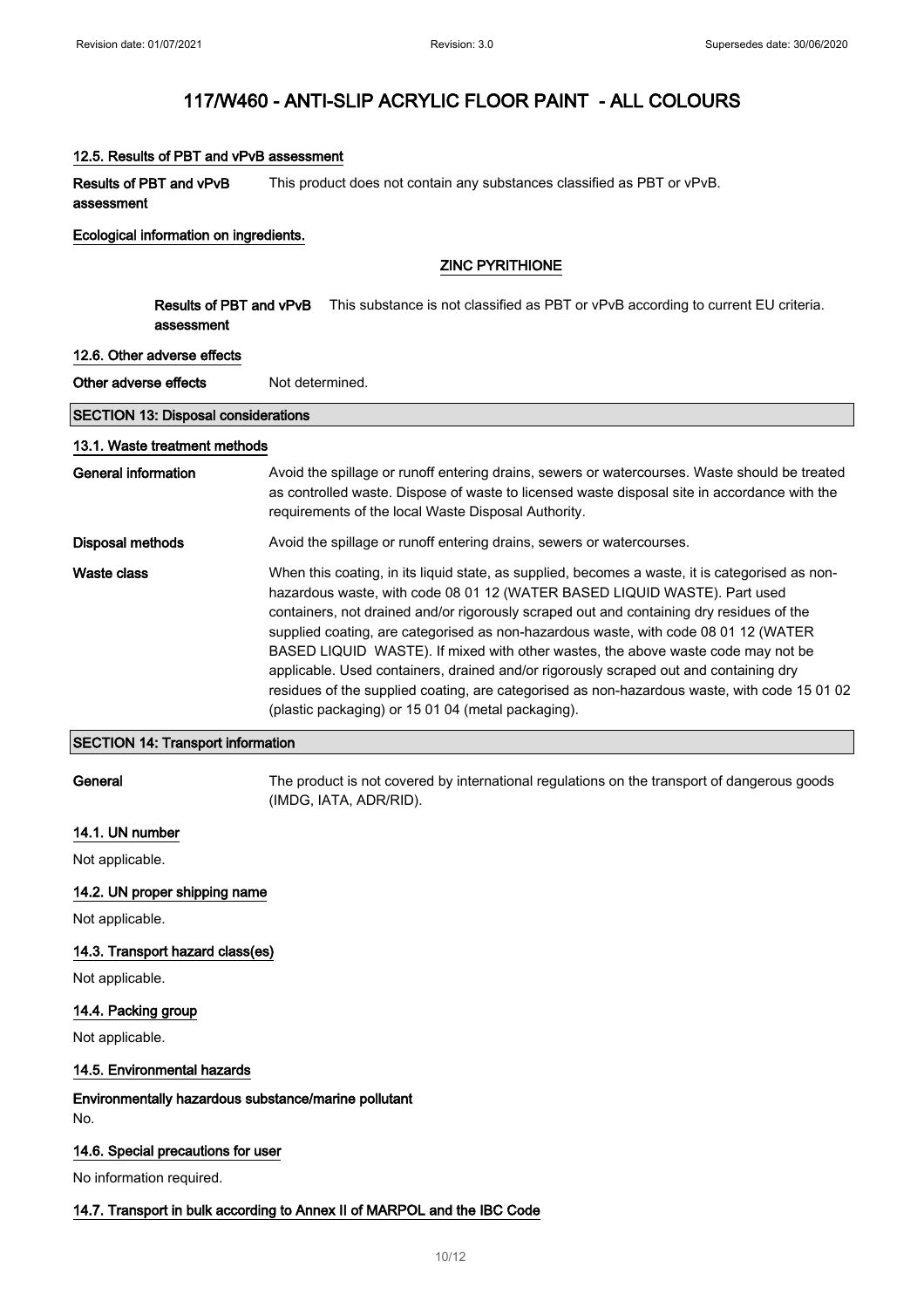# 117/W460 - ANTI-SLIP ACRYLIC FLOOR PAINT - ALL COLOURS

### 12.5. Results of PBT and vPvB assessment

**Results of PBT and vPvB assessment** This product does not contain any substances classified as PBT or vPvB.

**Ecological information on ingredients.**

**ZINC PYRITHIONE**

**Results of PBT and vPvB assessment** This substance is not classified as PBT or vPvB according to current EU criteria.

### 12.6. Other adverse effects

**Other adverse effects** Not determined.

## SECTION 13: Disposal considerations

### 13.1. Waste treatment methods

**General information** Avoid the spillage or runoff entering drains, sewers or watercourses. Waste should be treated as controlled waste. Dispose of waste to licensed waste disposal site in accordance with the requirements of the local Waste Disposal Authority.

**Disposal methods** Avoid the spillage or runoff entering drains, sewers or watercourses.

**Waste class** When this coating, in its liquid state, as supplied, becomes a waste, it is categorised as non-hazardous waste, with code 08 01 12 (WATER BASED LIQUID WASTE). Part used containers, not drained and/or rigorously scraped out and containing dry residues of the supplied coating, are categorised as non-hazardous waste, with code 08 01 12 (WATER BASED LIQUID WASTE). If mixed with other wastes, the above waste code may not be applicable. Used containers, drained and/or rigorously scraped out and containing dry residues of the supplied coating, are categorised as non-hazardous waste, with code 15 01 02 (plastic packaging) or 15 01 04 (metal packaging).

## SECTION 14: Transport information

**General** The product is not covered by international regulations on the transport of dangerous goods (IMDG, IATA, ADR/RID).

### 14.1. UN number

Not applicable.

### 14.2. UN proper shipping name

Not applicable.

### 14.3. Transport hazard class(es)

Not applicable.

### 14.4. Packing group

Not applicable.

### 14.5. Environmental hazards

**Environmentally hazardous substance/marine pollutant**

No.

### 14.6. Special precautions for user

No information required.

### 14.7. Transport in bulk according to Annex II of MARPOL and the IBC Code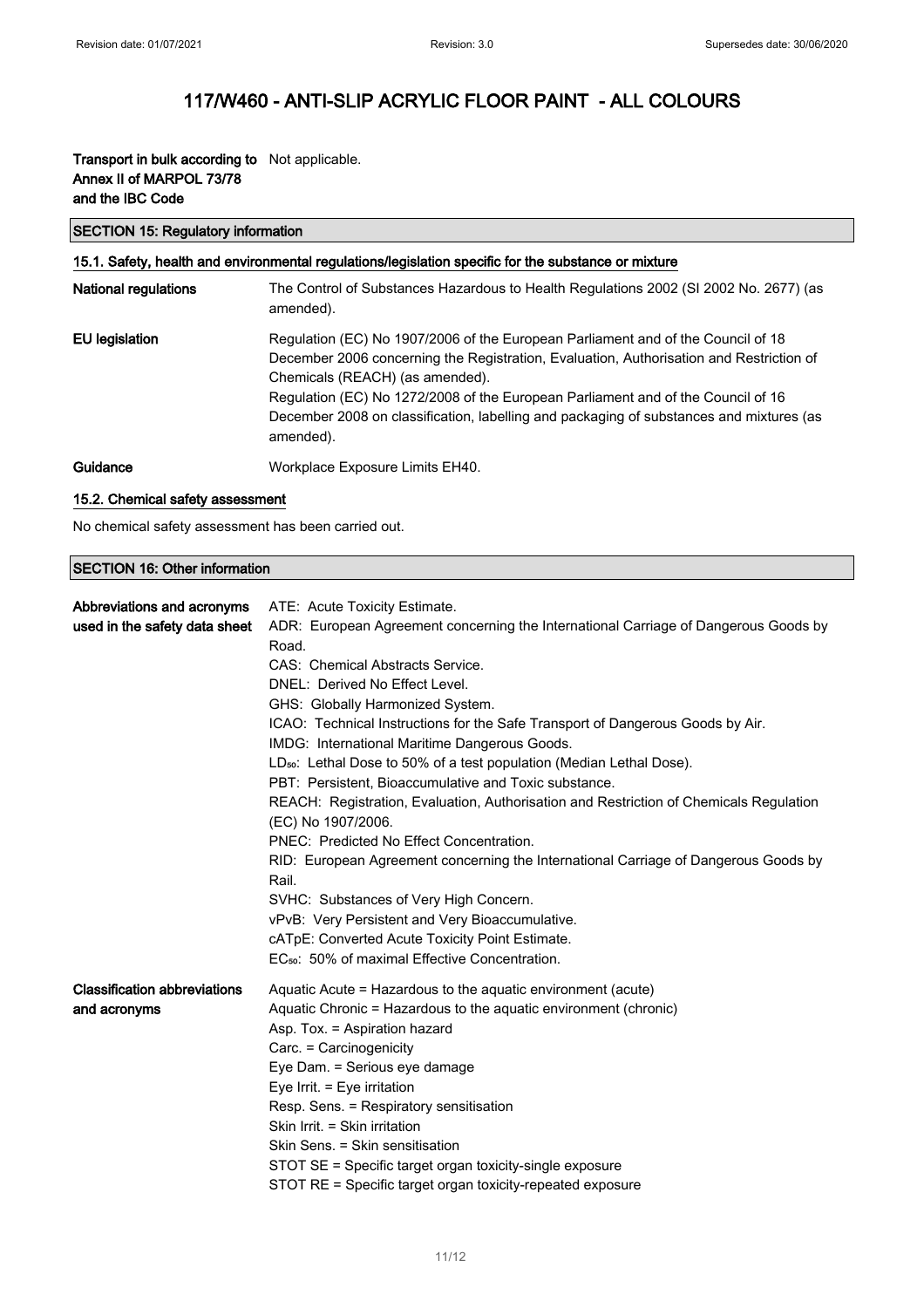**Transport in bulk according to Annex II of MARPOL 73/78 and the IBC Code** Not applicable.

## SECTION 15: Regulatory information

### 15.1. Safety, health and environmental regulations/legislation specific for the substance or mixture

**National regulations** The Control of Substances Hazardous to Health Regulations 2002 (SI 2002 No. 2677) (as amended).

**EU legislation** Regulation (EC) No 1907/2006 of the European Parliament and of the Council of 18 December 2006 concerning the Registration, Evaluation, Authorisation and Restriction of Chemicals (REACH) (as amended).
Regulation (EC) No 1272/2008 of the European Parliament and of the Council of 16 December 2008 on classification, labelling and packaging of substances and mixtures (as amended).

**Guidance** Workplace Exposure Limits EH40.

### 15.2. Chemical safety assessment

No chemical safety assessment has been carried out.

## SECTION 16: Other information

**Abbreviations and acronyms used in the safety data sheet**

ATE: Acute Toxicity Estimate.
ADR: European Agreement concerning the International Carriage of Dangerous Goods by Road.
CAS: Chemical Abstracts Service.
DNEL: Derived No Effect Level.
GHS: Globally Harmonized System.
ICAO: Technical Instructions for the Safe Transport of Dangerous Goods by Air.
IMDG: International Maritime Dangerous Goods.
$LD_{50}$: Lethal Dose to 50% of a test population (Median Lethal Dose).
PBT: Persistent, Bioaccumulative and Toxic substance.
REACH: Registration, Evaluation, Authorisation and Restriction of Chemicals Regulation (EC) No 1907/2006.
PNEC: Predicted No Effect Concentration.
RID: European Agreement concerning the International Carriage of Dangerous Goods by Rail.
SVHC: Substances of Very High Concern.
vPvB: Very Persistent and Very Bioaccumulative.
cATpE: Converted Acute Toxicity Point Estimate.
$EC_{50}$: 50% of maximal Effective Concentration.

**Classification abbreviations and acronyms**

Aquatic Acute = Hazardous to the aquatic environment (acute)
Aquatic Chronic = Hazardous to the aquatic environment (chronic)
Asp. Tox. = Aspiration hazard
Carc. = Carcinogenicity
Eye Dam. = Serious eye damage
Eye Irrit. = Eye irritation
Resp. Sens. = Respiratory sensitisation
Skin Irrit. = Skin irritation
Skin Sens. = Skin sensitisation
STOT SE = Specific target organ toxicity-single exposure
STOT RE = Specific target organ toxicity-repeated exposure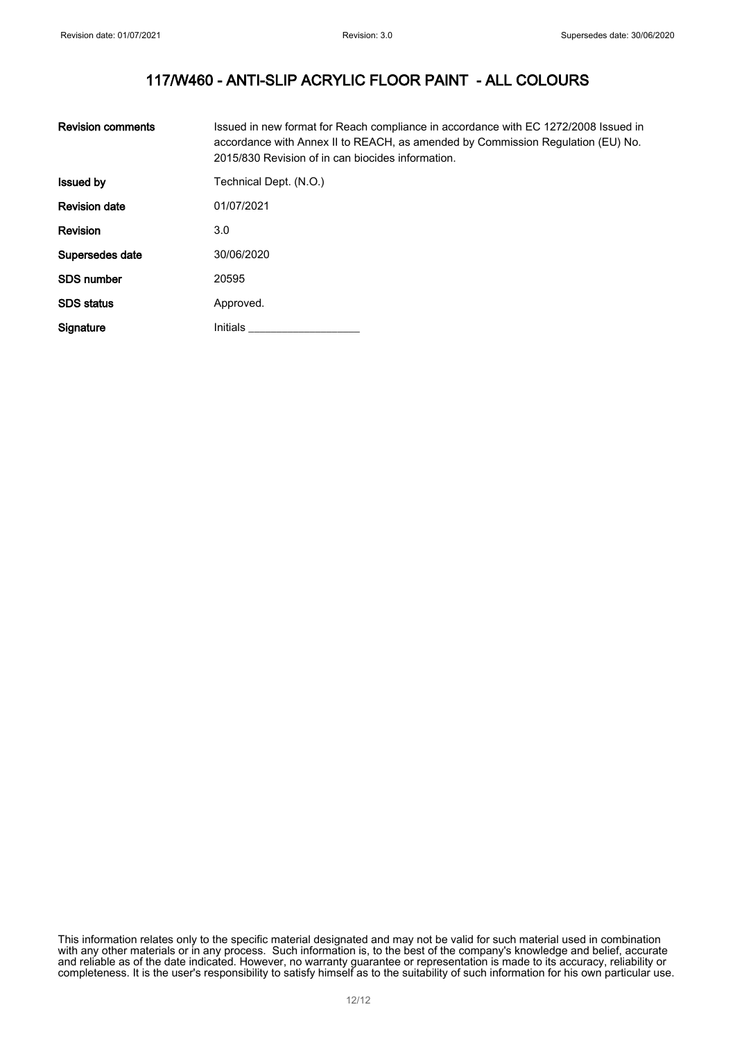# 117/W460 - ANTI-SLIP ACRYLIC FLOOR PAINT - ALL COLOURS

| | |
|---|---|
| **Revision comments** | Issued in new format for Reach compliance in accordance with EC 1272/2008 Issued in accordance with Annex II to REACH, as amended by Commission Regulation (EU) No. 2015/830 Revision of in can biocides information. |
| **Issued by** | Technical Dept. (N.O.) |
| **Revision date** | 01/07/2021 |
| **Revision** | 3.0 |
| **Supersedes date** | 30/06/2020 |
| **SDS number** | 20595 |
| **SDS status** | Approved. |
| **Signature** | Initials __________________ |

This information relates only to the specific material designated and may not be valid for such material used in combination with any other materials or in any process. Such information is, to the best of the company's knowledge and belief, accurate and reliable as of the date indicated. However, no warranty guarantee or representation is made to its accuracy, reliability or completeness. It is the user's responsibility to satisfy himself as to the suitability of such information for his own particular use.